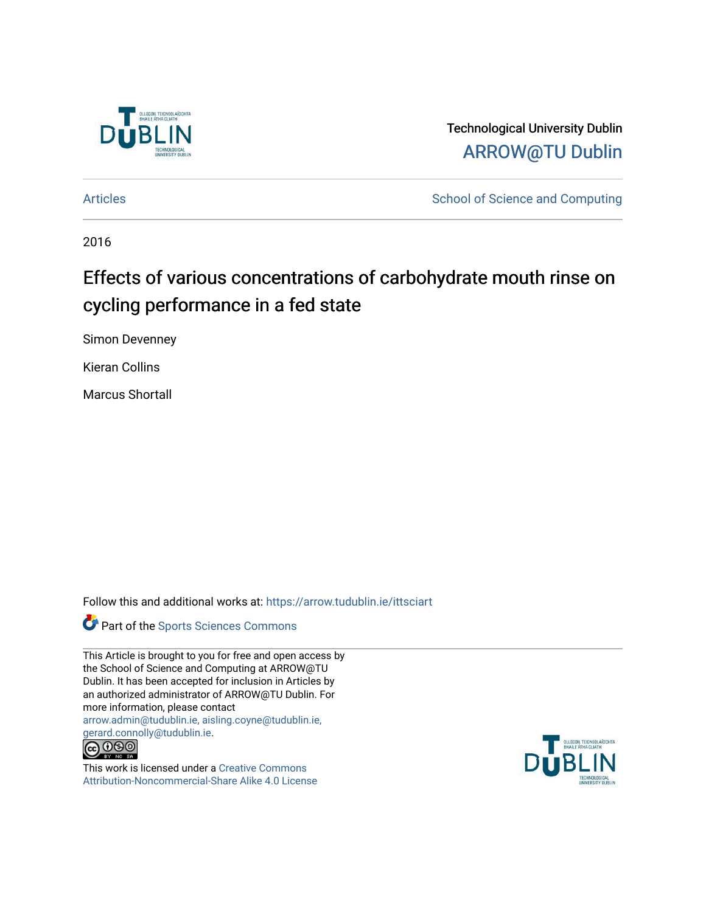Technological University Dublin

ARROW@TU Dublin

Articles | School of Science and Computing

2016

# Effects of various concentrations of carbohydrate mouth rinse on cycling performance in a fed state

Simon Devenney

Kieran Collins

Marcus Shortall

Follow this and additional works at: https://arrow.tudublin.ie/ittsciart

Part of the Sports Sciences Commons

This Article is brought to you for free and open access by the School of Science and Computing at ARROW@TU Dublin. It has been accepted for inclusion in Articles by an authorized administrator of ARROW@TU Dublin. For more information, please contact arrow.admin@tudublin.ie, aisling.coyne@tudublin.ie, gerard.connolly@tudublin.ie.

This work is licensed under a Creative Commons Attribution-Noncommercial-Share Alike 4.0 License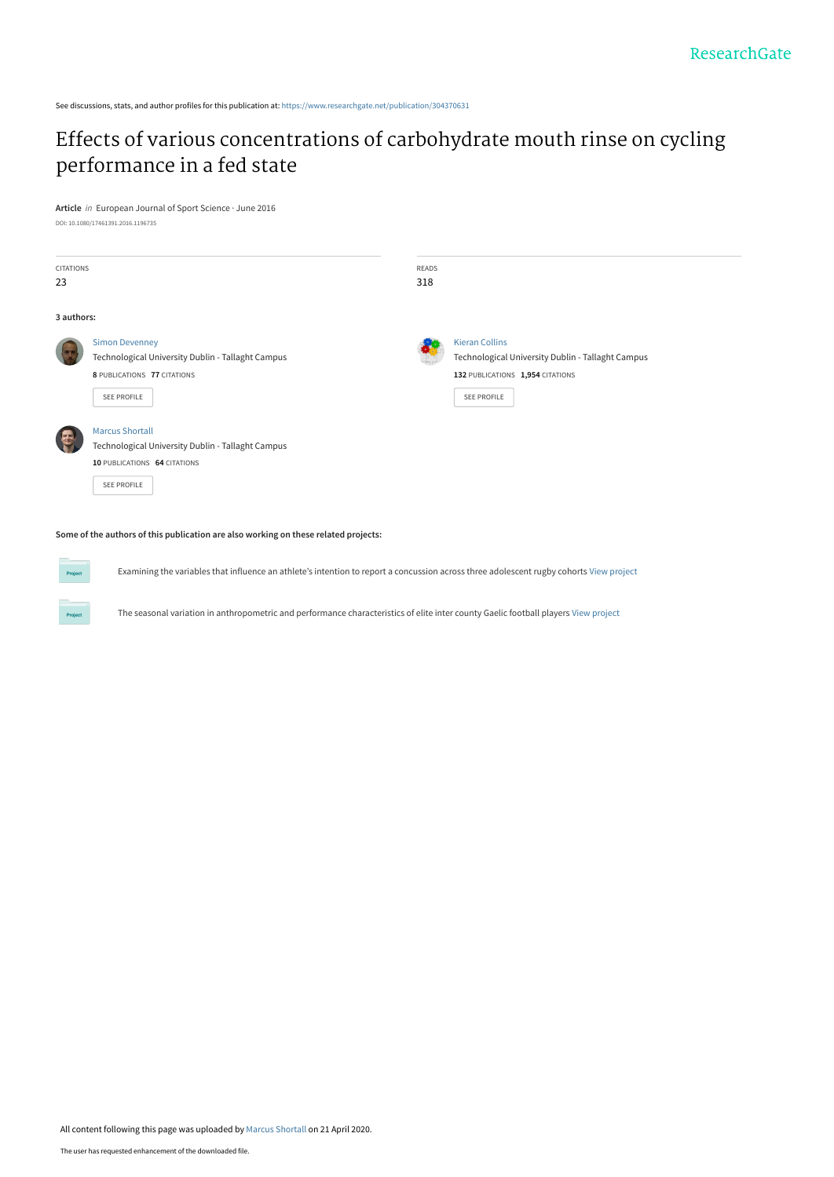See discussions, stats, and author profiles for this publication at: https://www.researchgate.net/publication/304370631

# Effects of various concentrations of carbohydrate mouth rinse on cycling performance in a fed state

**Article** *in* European Journal of Sport Science · June 2016

DOI: 10.1080/17461391.2016.1196735

| CITATIONS | READS |
|---|---|
| 23 | 318 |

**3 authors:**

**Simon Devenney**
Technological University Dublin - Tallaght Campus
**8** PUBLICATIONS **77** CITATIONS
SEE PROFILE

**Kieran Collins**
Technological University Dublin - Tallaght Campus
**132** PUBLICATIONS **1,954** CITATIONS
SEE PROFILE

**Marcus Shortall**
Technological University Dublin - Tallaght Campus
**10** PUBLICATIONS **64** CITATIONS
SEE PROFILE

**Some of the authors of this publication are also working on these related projects:**

Project: Examining the variables that influence an athlete's intention to report a concussion across three adolescent rugby cohorts View project

Project: The seasonal variation in anthropometric and performance characteristics of elite inter county Gaelic football players View project

All content following this page was uploaded by Marcus Shortall on 21 April 2020.

The user has requested enhancement of the downloaded file.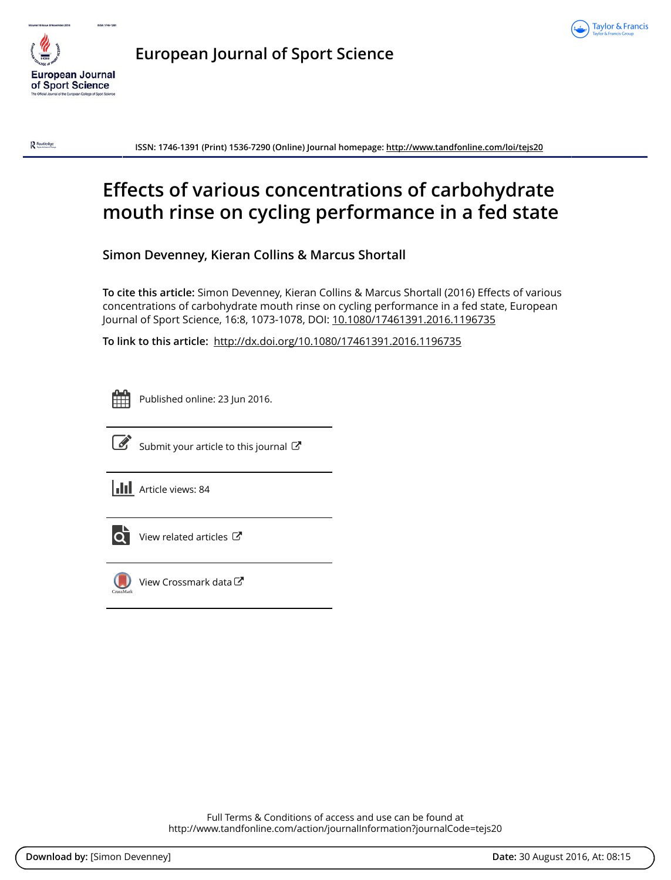European Journal of Sport Science

ISSN: 1746-1391 (Print) 1536-7290 (Online) Journal homepage: http://www.tandfonline.com/loi/tejs20

# Effects of various concentrations of carbohydrate mouth rinse on cycling performance in a fed state

**Simon Devenney, Kieran Collins & Marcus Shortall**

**To cite this article:** Simon Devenney, Kieran Collins & Marcus Shortall (2016) Effects of various concentrations of carbohydrate mouth rinse on cycling performance in a fed state, European Journal of Sport Science, 16:8, 1073-1078, DOI: 10.1080/17461391.2016.1196735

**To link to this article:** http://dx.doi.org/10.1080/17461391.2016.1196735

Published online: 23 Jun 2016.

Submit your article to this journal

Article views: 84

View related articles

View Crossmark data

Full Terms & Conditions of access and use can be found at
http://www.tandfonline.com/action/journalInformation?journalCode=tejs20

**Download by:** [Simon Devenney] **Date:** 30 August 2016, At: 08:15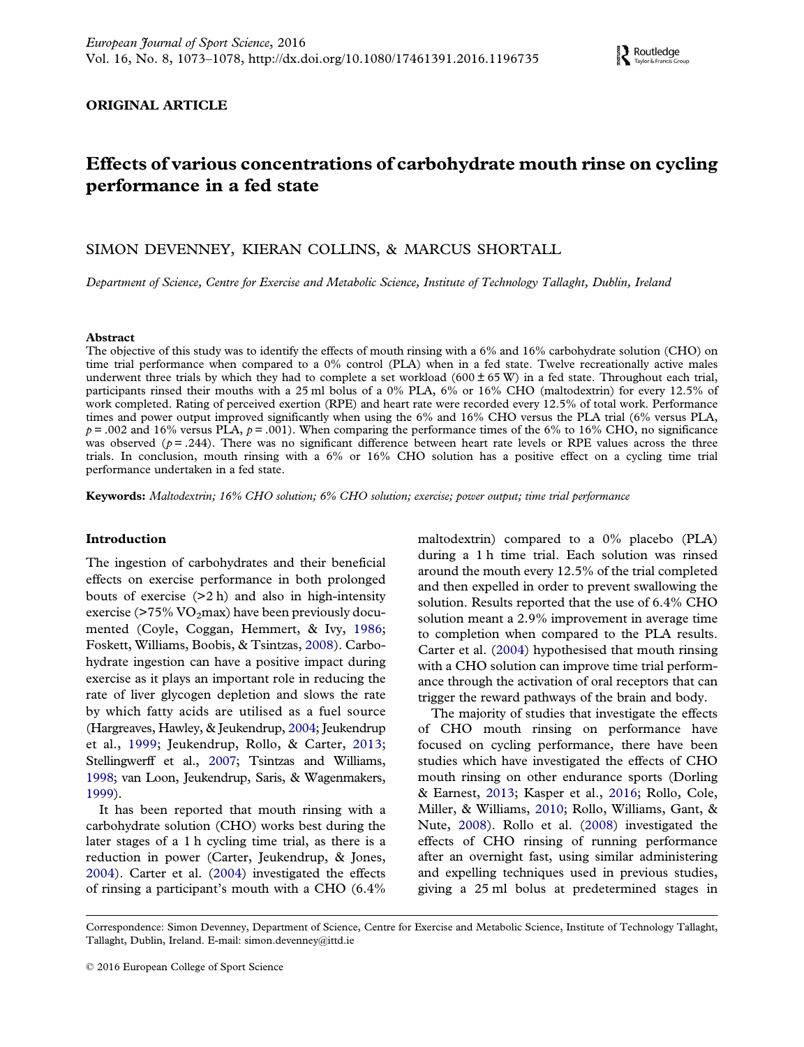**ORIGINAL ARTICLE**

# Effects of various concentrations of carbohydrate mouth rinse on cycling performance in a fed state

SIMON DEVENNEY, KIERAN COLLINS, & MARCUS SHORTALL

*Department of Science, Centre for Exercise and Metabolic Science, Institute of Technology Tallaght, Dublin, Ireland*

### Abstract

The objective of this study was to identify the effects of mouth rinsing with a 6% and 16% carbohydrate solution (CHO) on time trial performance when compared to a 0% control (PLA) when in a fed state. Twelve recreationally active males underwent three trials by which they had to complete a set workload (600 ± 65 W) in a fed state. Throughout each trial, participants rinsed their mouths with a 25 ml bolus of a 0% PLA, 6% or 16% CHO (maltodextrin) for every 12.5% of work completed. Rating of perceived exertion (RPE) and heart rate were recorded every 12.5% of total work. Performance times and power output improved significantly when using the 6% and 16% CHO versus the PLA trial (6% versus PLA, $p = .002$ and 16% versus PLA, $p = .001$). When comparing the performance times of the 6% to 16% CHO, no significance was observed ($p = .244$). There was no significant difference between heart rate levels or RPE values across the three trials. In conclusion, mouth rinsing with a 6% or 16% CHO solution has a positive effect on a cycling time trial performance undertaken in a fed state.

**Keywords:** *Maltodextrin; 16% CHO solution; 6% CHO solution; exercise; power output; time trial performance*

## Introduction

The ingestion of carbohydrates and their beneficial effects on exercise performance in both prolonged bouts of exercise (>2 h) and also in high-intensity exercise (>75% $VO_2$max) have been previously documented (Coyle, Coggan, Hemmert, & Ivy, 1986; Foskett, Williams, Boobis, & Tsintzas, 2008). Carbohydrate ingestion can have a positive impact during exercise as it plays an important role in reducing the rate of liver glycogen depletion and slows the rate by which fatty acids are utilised as a fuel source (Hargreaves, Hawley, & Jeukendrup, 2004; Jeukendrup et al., 1999; Jeukendrup, Rollo, & Carter, 2013; Stellingwerff et al., 2007; Tsintzas and Williams, 1998; van Loon, Jeukendrup, Saris, & Wagenmakers, 1999).

It has been reported that mouth rinsing with a carbohydrate solution (CHO) works best during the later stages of a 1 h cycling time trial, as there is a reduction in power (Carter, Jeukendrup, & Jones, 2004). Carter et al. (2004) investigated the effects of rinsing a participant's mouth with a CHO (6.4% maltodextrin) compared to a 0% placebo (PLA) during a 1 h time trial. Each solution was rinsed around the mouth every 12.5% of the trial completed and then expelled in order to prevent swallowing the solution. Results reported that the use of 6.4% CHO solution meant a 2.9% improvement in average time to completion when compared to the PLA results. Carter et al. (2004) hypothesised that mouth rinsing with a CHO solution can improve time trial performance through the activation of oral receptors that can trigger the reward pathways of the brain and body.

The majority of studies that investigate the effects of CHO mouth rinsing on performance have focused on cycling performance, there have been studies which have investigated the effects of CHO mouth rinsing on other endurance sports (Dorling & Earnest, 2013; Kasper et al., 2016; Rollo, Cole, Miller, & Williams, 2010; Rollo, Williams, Gant, & Nute, 2008). Rollo et al. (2008) investigated the effects of CHO rinsing of running performance after an overnight fast, using similar administering and expelling techniques used in previous studies, giving a 25 ml bolus at predetermined stages in

Correspondence: Simon Devenney, Department of Science, Centre for Exercise and Metabolic Science, Institute of Technology Tallaght, Tallaght, Dublin, Ireland. E-mail: simon.devenney@ittd.ie

© 2016 European College of Sport Science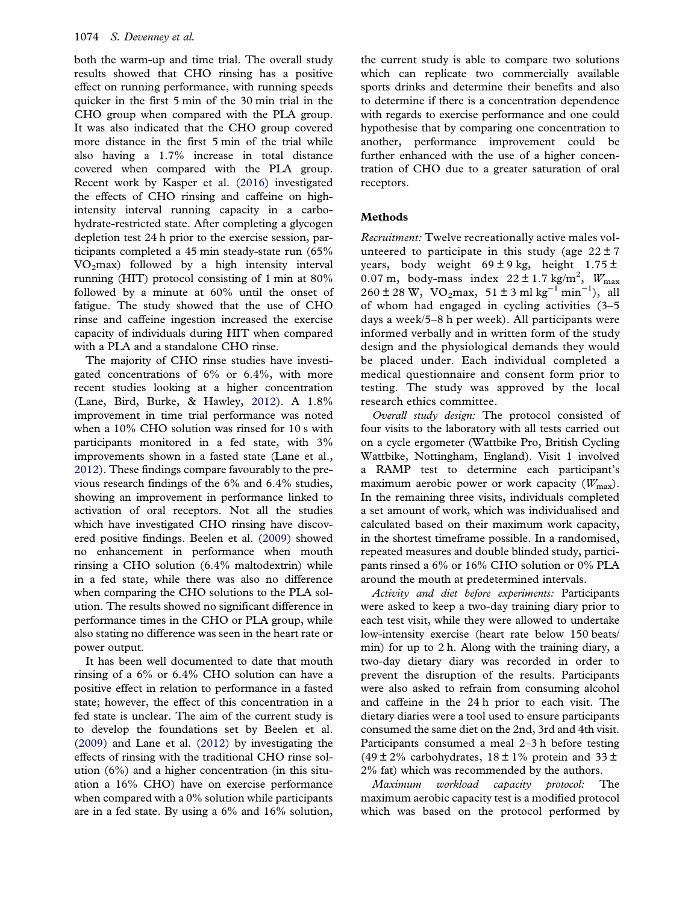both the warm-up and time trial. The overall study results showed that CHO rinsing has a positive effect on running performance, with running speeds quicker in the first 5 min of the 30 min trial in the CHO group when compared with the PLA group. It was also indicated that the CHO group covered more distance in the first 5 min of the trial while also having a 1.7% increase in total distance covered when compared with the PLA group. Recent work by Kasper et al. (2016) investigated the effects of CHO rinsing and caffeine on high-intensity interval running capacity in a carbohydrate-restricted state. After completing a glycogen depletion test 24 h prior to the exercise session, participants completed a 45 min steady-state run (65% $VO_2$max) followed by a high intensity interval running (HIT) protocol consisting of 1 min at 80% followed by a minute at 60% until the onset of fatigue. The study showed that the use of CHO rinse and caffeine ingestion increased the exercise capacity of individuals during HIT when compared with a PLA and a standalone CHO rinse.

The majority of CHO rinse studies have investigated concentrations of 6% or 6.4%, with more recent studies looking at a higher concentration (Lane, Bird, Burke, & Hawley, 2012). A 1.8% improvement in time trial performance was noted when a 10% CHO solution was rinsed for 10 s with participants monitored in a fed state, with 3% improvements shown in a fasted state (Lane et al., 2012). These findings compare favourably to the previous research findings of the 6% and 6.4% studies, showing an improvement in performance linked to activation of oral receptors. Not all the studies which have investigated CHO rinsing have discovered positive findings. Beelen et al. (2009) showed no enhancement in performance when mouth rinsing a CHO solution (6.4% maltodextrin) while in a fed state, while there was also no difference when comparing the CHO solutions to the PLA solution. The results showed no significant difference in performance times in the CHO or PLA group, while also stating no difference was seen in the heart rate or power output.

It has been well documented to date that mouth rinsing of a 6% or 6.4% CHO solution can have a positive effect in relation to performance in a fasted state; however, the effect of this concentration in a fed state is unclear. The aim of the current study is to develop the foundations set by Beelen et al. (2009) and Lane et al. (2012) by investigating the effects of rinsing with the traditional CHO rinse solution (6%) and a higher concentration (in this situation a 16% CHO) have on exercise performance when compared with a 0% solution while participants are in a fed state. By using a 6% and 16% solution, the current study is able to compare two solutions which can replicate two commercially available sports drinks and determine their benefits and also to determine if there is a concentration dependence with regards to exercise performance and one could hypothesise that by comparing one concentration to another, performance improvement could be further enhanced with the use of a higher concentration of CHO due to a greater saturation of oral receptors.

## Methods

*Recruitment:* Twelve recreationally active males volunteered to participate in this study (age 22 ± 7 years, body weight 69 ± 9 kg, height 1.75 ± 0.07 m, body-mass index 22 ± 1.7 kg/m$^2$, $W_{max}$ 260 ± 28 W, $VO_2$max, 51 ± 3 ml kg$^{-1}$ min$^{-1}$), all of whom had engaged in cycling activities (3–5 days a week/5–8 h per week). All participants were informed verbally and in written form of the study design and the physiological demands they would be placed under. Each individual completed a medical questionnaire and consent form prior to testing. The study was approved by the local research ethics committee.

*Overall study design:* The protocol consisted of four visits to the laboratory with all tests carried out on a cycle ergometer (Wattbike Pro, British Cycling Wattbike, Nottingham, England). Visit 1 involved a RAMP test to determine each participant's maximum aerobic power or work capacity ($W_{max}$). In the remaining three visits, individuals completed a set amount of work, which was individualised and calculated based on their maximum work capacity, in the shortest timeframe possible. In a randomised, repeated measures and double blinded study, participants rinsed a 6% or 16% CHO solution or 0% PLA around the mouth at predetermined intervals.

*Activity and diet before experiments:* Participants were asked to keep a two-day training diary prior to each test visit, while they were allowed to undertake low-intensity exercise (heart rate below 150 beats/min) for up to 2 h. Along with the training diary, a two-day dietary diary was recorded in order to prevent the disruption of the results. Participants were also asked to refrain from consuming alcohol and caffeine in the 24 h prior to each visit. The dietary diaries were a tool used to ensure participants consumed the same diet on the 2nd, 3rd and 4th visit. Participants consumed a meal 2–3 h before testing (49 ± 2% carbohydrates, 18 ± 1% protein and 33 ± 2% fat) which was recommended by the authors.

*Maximum workload capacity protocol:* The maximum aerobic capacity test is a modified protocol which was based on the protocol performed by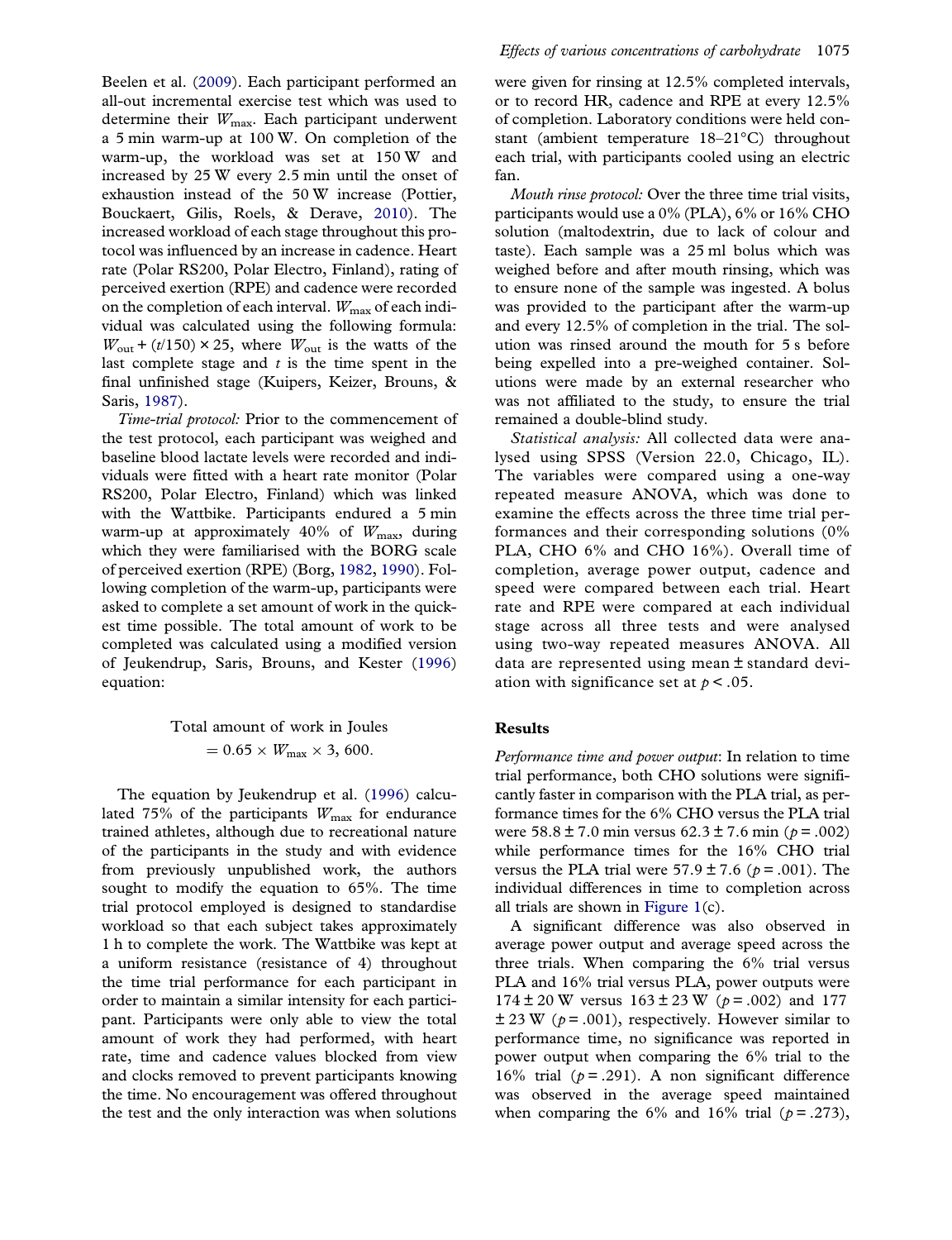Beelen et al. (2009). Each participant performed an all-out incremental exercise test which was used to determine their $W_{max}$. Each participant underwent a 5 min warm-up at 100 W. On completion of the warm-up, the workload was set at 150 W and increased by 25 W every 2.5 min until the onset of exhaustion instead of the 50 W increase (Pottier, Bouckaert, Gilis, Roels, & Derave, 2010). The increased workload of each stage throughout this protocol was influenced by an increase in cadence. Heart rate (Polar RS200, Polar Electro, Finland), rating of perceived exertion (RPE) and cadence were recorded on the completion of each interval. $W_{max}$ of each individual was calculated using the following formula: $W_{out} + (t/150) \times 25$, where $W_{out}$ is the watts of the last complete stage and $t$ is the time spent in the final unfinished stage (Kuipers, Keizer, Brouns, & Saris, 1987).

*Time-trial protocol:* Prior to the commencement of the test protocol, each participant was weighed and baseline blood lactate levels were recorded and individuals were fitted with a heart rate monitor (Polar RS200, Polar Electro, Finland) which was linked with the Wattbike. Participants endured a 5 min warm-up at approximately 40% of $W_{max}$, during which they were familiarised with the BORG scale of perceived exertion (RPE) (Borg, 1982, 1990). Following completion of the warm-up, participants were asked to complete a set amount of work in the quickest time possible. The total amount of work to be completed was calculated using a modified version of Jeukendrup, Saris, Brouns, and Kester (1996) equation:

$$\text{Total amount of work in Joules} = 0.65 \times W_{max} \times 3,600.$$

The equation by Jeukendrup et al. (1996) calculated 75% of the participants $W_{max}$ for endurance trained athletes, although due to recreational nature of the participants in the study and with evidence from previously unpublished work, the authors sought to modify the equation to 65%. The time trial protocol employed is designed to standardise workload so that each subject takes approximately 1 h to complete the work. The Wattbike was kept at a uniform resistance (resistance of 4) throughout the time trial performance for each participant in order to maintain a similar intensity for each participant. Participants were only able to view the total amount of work they had performed, with heart rate, time and cadence values blocked from view and clocks removed to prevent participants knowing the time. No encouragement was offered throughout the test and the only interaction was when solutions were given for rinsing at 12.5% completed intervals, or to record HR, cadence and RPE at every 12.5% of completion. Laboratory conditions were held constant (ambient temperature 18–21°C) throughout each trial, with participants cooled using an electric fan.

*Mouth rinse protocol:* Over the three time trial visits, participants would use a 0% (PLA), 6% or 16% CHO solution (maltodextrin, due to lack of colour and taste). Each sample was a 25 ml bolus which was weighed before and after mouth rinsing, which was to ensure none of the sample was ingested. A bolus was provided to the participant after the warm-up and every 12.5% of completion in the trial. The solution was rinsed around the mouth for 5 s before being expelled into a pre-weighed container. Solutions were made by an external researcher who was not affiliated to the study, to ensure the trial remained a double-blind study.

*Statistical analysis:* All collected data were analysed using SPSS (Version 22.0, Chicago, IL). The variables were compared using a one-way repeated measure ANOVA, which was done to examine the effects across the three time trial performances and their corresponding solutions (0% PLA, CHO 6% and CHO 16%). Overall time of completion, average power output, cadence and speed were compared between each trial. Heart rate and RPE were compared at each individual stage across all three tests and were analysed using two-way repeated measures ANOVA. All data are represented using mean ± standard deviation with significance set at $p < .05$.

## Results

*Performance time and power output*: In relation to time trial performance, both CHO solutions were significantly faster in comparison with the PLA trial, as performance times for the 6% CHO versus the PLA trial were 58.8 ± 7.0 min versus 62.3 ± 7.6 min ($p = .002$) while performance times for the 16% CHO trial versus the PLA trial were 57.9 ± 7.6 ($p = .001$). The individual differences in time to completion across all trials are shown in Figure 1(c).

A significant difference was also observed in average power output and average speed across the three trials. When comparing the 6% trial versus PLA and 16% trial versus PLA, power outputs were 174 ± 20 W versus 163 ± 23 W ($p = .002$) and 177 ± 23 W ($p = .001$), respectively. However similar to performance time, no significance was reported in power output when comparing the 6% trial to the 16% trial ($p = .291$). A non significant difference was observed in the average speed maintained when comparing the 6% and 16% trial ($p = .273$),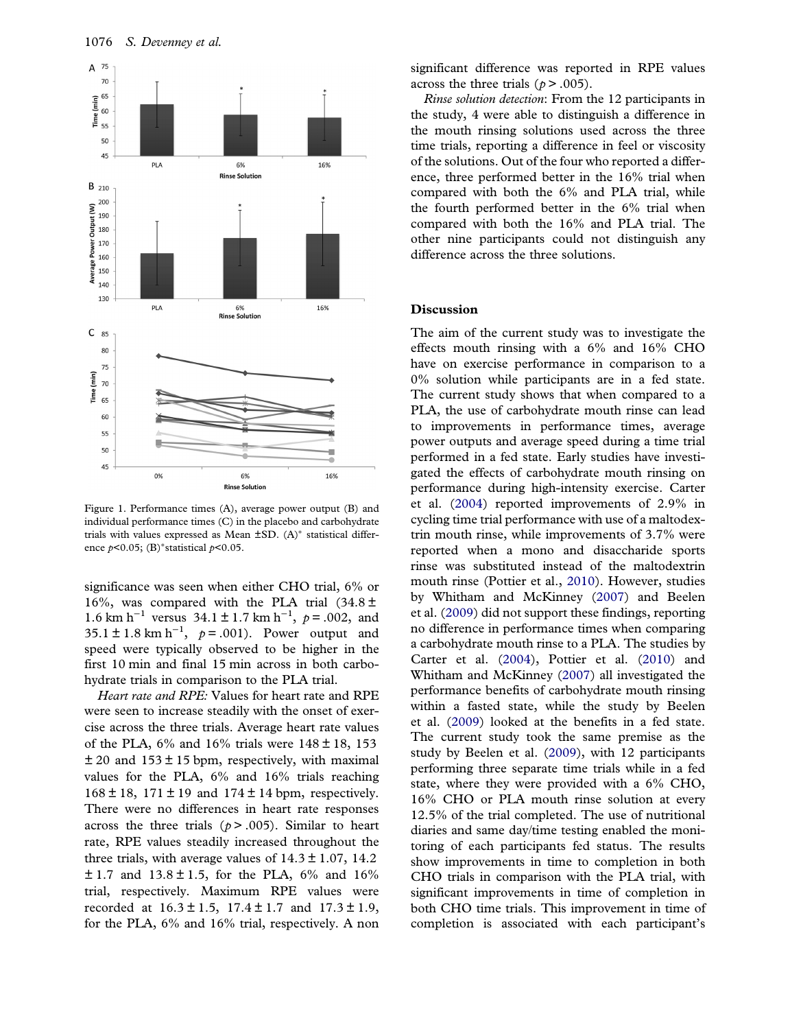Figure 1. Performance times (A), average power output (B) and individual performance times (C) in the placebo and carbohydrate trials with values expressed as Mean ±SD. (A)* statistical difference $p<0.05$; (B)*statistical $p<0.05$.

significance was seen when either CHO trial, 6% or 16%, was compared with the PLA trial ($34.8 \pm 1.6$ km h$^{-1}$ versus $34.1 \pm 1.7$ km h$^{-1}$, $p = .002$, and $35.1 \pm 1.8$ km h$^{-1}$, $p = .001$). Power output and speed were typically observed to be higher in the first 10 min and final 15 min across in both carbohydrate trials in comparison to the PLA trial.

*Heart rate and RPE:* Values for heart rate and RPE were seen to increase steadily with the onset of exercise across the three trials. Average heart rate values of the PLA, 6% and 16% trials were $148 \pm 18$, $153 \pm 20$ and $153 \pm 15$ bpm, respectively, with maximal values for the PLA, 6% and 16% trials reaching $168 \pm 18$, $171 \pm 19$ and $174 \pm 14$ bpm, respectively. There were no differences in heart rate responses across the three trials ($p > .005$). Similar to heart rate, RPE values steadily increased throughout the three trials, with average values of $14.3 \pm 1.07$, $14.2 \pm 1.7$ and $13.8 \pm 1.5$, for the PLA, 6% and 16% trial, respectively. Maximum RPE values were recorded at $16.3 \pm 1.5$, $17.4 \pm 1.7$ and $17.3 \pm 1.9$, for the PLA, 6% and 16% trial, respectively. A non significant difference was reported in RPE values across the three trials ($p > .005$).

*Rinse solution detection*: From the 12 participants in the study, 4 were able to distinguish a difference in the mouth rinsing solutions used across the three time trials, reporting a difference in feel or viscosity of the solutions. Out of the four who reported a difference, three performed better in the 16% trial when compared with both the 6% and PLA trial, while the fourth performed better in the 6% trial when compared with both the 16% and PLA trial. The other nine participants could not distinguish any difference across the three solutions.

## Discussion

The aim of the current study was to investigate the effects mouth rinsing with a 6% and 16% CHO have on exercise performance in comparison to a 0% solution while participants are in a fed state. The current study shows that when compared to a PLA, the use of carbohydrate mouth rinse can lead to improvements in performance times, average power outputs and average speed during a time trial performed in a fed state. Early studies have investigated the effects of carbohydrate mouth rinsing on performance during high-intensity exercise. Carter et al. (2004) reported improvements of 2.9% in cycling time trial performance with use of a maltodextrin mouth rinse, while improvements of 3.7% were reported when a mono and disaccharide sports rinse was substituted instead of the maltodextrin mouth rinse (Pottier et al., 2010). However, studies by Whitham and McKinney (2007) and Beelen et al. (2009) did not support these findings, reporting no difference in performance times when comparing a carbohydrate mouth rinse to a PLA. The studies by Carter et al. (2004), Pottier et al. (2010) and Whitham and McKinney (2007) all investigated the performance benefits of carbohydrate mouth rinsing within a fasted state, while the study by Beelen et al. (2009) looked at the benefits in a fed state. The current study took the same premise as the study by Beelen et al. (2009), with 12 participants performing three separate time trials while in a fed state, where they were provided with a 6% CHO, 16% CHO or PLA mouth rinse solution at every 12.5% of the trial completed. The use of nutritional diaries and same day/time testing enabled the monitoring of each participants fed status. The results show improvements in time to completion in both CHO trials in comparison with the PLA trial, with significant improvements in time of completion in both CHO time trials. This improvement in time of completion is associated with each participant's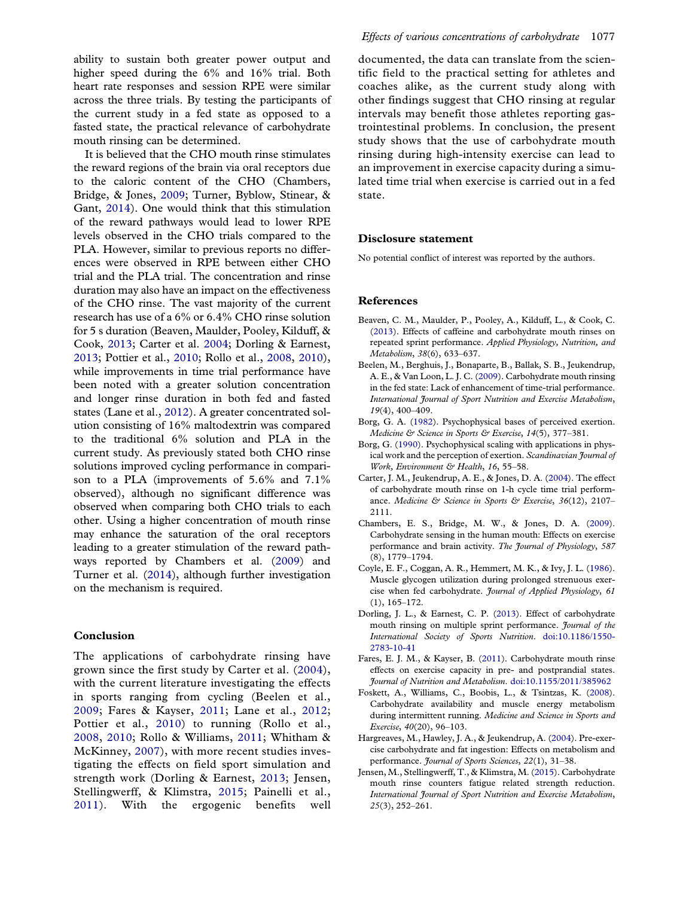ability to sustain both greater power output and higher speed during the 6% and 16% trial. Both heart rate responses and session RPE were similar across the three trials. By testing the participants of the current study in a fed state as opposed to a fasted state, the practical relevance of carbohydrate mouth rinsing can be determined.

It is believed that the CHO mouth rinse stimulates the reward regions of the brain via oral receptors due to the caloric content of the CHO (Chambers, Bridge, & Jones, 2009; Turner, Byblow, Stinear, & Gant, 2014). One would think that this stimulation of the reward pathways would lead to lower RPE levels observed in the CHO trials compared to the PLA. However, similar to previous reports no differences were observed in RPE between either CHO trial and the PLA trial. The concentration and rinse duration may also have an impact on the effectiveness of the CHO rinse. The vast majority of the current research has use of a 6% or 6.4% CHO rinse solution for 5 s duration (Beaven, Maulder, Pooley, Kilduff, & Cook, 2013; Carter et al. 2004; Dorling & Earnest, 2013; Pottier et al., 2010; Rollo et al., 2008, 2010), while improvements in time trial performance have been noted with a greater solution concentration and longer rinse duration in both fed and fasted states (Lane et al., 2012). A greater concentrated solution consisting of 16% maltodextrin was compared to the traditional 6% solution and PLA in the current study. As previously stated both CHO rinse solutions improved cycling performance in comparison to a PLA (improvements of 5.6% and 7.1% observed), although no significant difference was observed when comparing both CHO trials to each other. Using a higher concentration of mouth rinse may enhance the saturation of the oral receptors leading to a greater stimulation of the reward pathways reported by Chambers et al. (2009) and Turner et al. (2014), although further investigation on the mechanism is required.

## Conclusion

The applications of carbohydrate rinsing have grown since the first study by Carter et al. (2004), with the current literature investigating the effects in sports ranging from cycling (Beelen et al., 2009; Fares & Kayser, 2011; Lane et al., 2012; Pottier et al., 2010; Rollo et al., 2008, 2010; Rollo & Williams, 2011; Whitham & McKinney, 2007), with more recent studies investigating the effects on field sport simulation and strength work (Dorling & Earnest, 2013; Jensen, Stellingwerff, & Klimstra, 2015; Painelli et al., 2011). With the ergogenic benefits well documented, the data can translate from the scientific field to the practical setting for athletes and coaches alike, as the current study along with other findings suggest that CHO rinsing at regular intervals may benefit those athletes reporting gastrointestinal problems. In conclusion, the present study shows that the use of carbohydrate mouth rinsing during high-intensity exercise can lead to an improvement in exercise capacity during a simulated time trial when exercise is carried out in a fed state.

## Disclosure statement

No potential conflict of interest was reported by the authors.

## References

Beaven, C. M., Maulder, P., Pooley, A., Kilduff, L., & Cook, C. (2013). Effects of caffeine and carbohydrate mouth rinses on repeated sprint performance. *Applied Physiology, Nutrition, and Metabolism*, *38*(6), 633–637.

Beelen, M., Berghuis, J., Bonaparte, B., Ballak, S. B., Jeukendrup, A. E., & Van Loon, L. J. C. (2009). Carbohydrate mouth rinsing in the fed state: Lack of enhancement of time-trial performance. *International Journal of Sport Nutrition and Exercise Metabolism*, *19*(4), 400–409.

Borg, G. A. (1982). Psychophysical bases of perceived exertion. *Medicine & Science in Sports & Exercise*, *14*(5), 377–381.

Borg, G. (1990). Psychophysical scaling with applications in physical work and the perception of exertion. *Scandinavian Journal of Work, Environment & Health*, *16*, 55–58.

Carter, J. M., Jeukendrup, A. E., & Jones, D. A. (2004). The effect of carbohydrate mouth rinse on 1-h cycle time trial performance. *Medicine & Science in Sports & Exercise*, *36*(12), 2107–2111.

Chambers, E. S., Bridge, M. W., & Jones, D. A. (2009). Carbohydrate sensing in the human mouth: Effects on exercise performance and brain activity. *The Journal of Physiology*, *587* (8), 1779–1794.

Coyle, E. F., Coggan, A. R., Hemmert, M. K., & Ivy, J. L. (1986). Muscle glycogen utilization during prolonged strenuous exercise when fed carbohydrate. *Journal of Applied Physiology*, *61* (1), 165–172.

Dorling, J. L., & Earnest, C. P. (2013). Effect of carbohydrate mouth rinsing on multiple sprint performance. *Journal of the International Society of Sports Nutrition*. doi:10.1186/1550-2783-10-41

Fares, E. J. M., & Kayser, B. (2011). Carbohydrate mouth rinse effects on exercise capacity in pre- and postprandial states. *Journal of Nutrition and Metabolism*. doi:10.1155/2011/385962

Foskett, A., Williams, C., Boobis, L., & Tsintzas, K. (2008). Carbohydrate availability and muscle energy metabolism during intermittent running. *Medicine and Science in Sports and Exercise*, *40*(20), 96–103.

Hargreaves, M., Hawley, J. A., & Jeukendrup, A. (2004). Pre-exercise carbohydrate and fat ingestion: Effects on metabolism and performance. *Journal of Sports Sciences*, *22*(1), 31–38.

Jensen, M., Stellingwerff, T., & Klimstra, M. (2015). Carbohydrate mouth rinse counters fatigue related strength reduction. *International Journal of Sport Nutrition and Exercise Metabolism*, *25*(3), 252–261.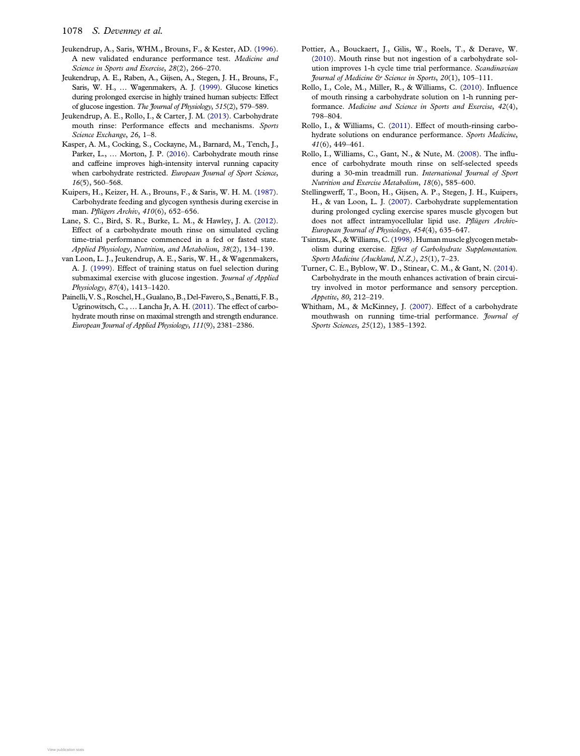Jeukendrup, A., Saris, WHM., Brouns, F., & Kester, AD. (1996). A new validated endurance performance test. *Medicine and Science in Sports and Exercise*, *28*(2), 266–270.

Jeukendrup, A. E., Raben, A., Gijsen, A., Stegen, J. H., Brouns, F., Saris, W. H., … Wagenmakers, A. J. (1999). Glucose kinetics during prolonged exercise in highly trained human subjects: Effect of glucose ingestion. *The Journal of Physiology*, *515*(2), 579–589.

Jeukendrup, A. E., Rollo, I., & Carter, J. M. (2013). Carbohydrate mouth rinse: Performance effects and mechanisms. *Sports Science Exchange*, *26*, 1–8.

Kasper, A. M., Cocking, S., Cockayne, M., Barnard, M., Tench, J., Parker, L., … Morton, J. P. (2016). Carbohydrate mouth rinse and caffeine improves high-intensity interval running capacity when carbohydrate restricted. *European Journal of Sport Science*, *16*(5), 560–568.

Kuipers, H., Keizer, H. A., Brouns, F., & Saris, W. H. M. (1987). Carbohydrate feeding and glycogen synthesis during exercise in man. *Pflügers Archiv*, *410*(6), 652–656.

Lane, S. C., Bird, S. R., Burke, L. M., & Hawley, J. A. (2012). Effect of a carbohydrate mouth rinse on simulated cycling time-trial performance commenced in a fed or fasted state. *Applied Physiology, Nutrition, and Metabolism*, *38*(2), 134–139.

van Loon, L. J., Jeukendrup, A. E., Saris, W. H., & Wagenmakers, A. J. (1999). Effect of training status on fuel selection during submaximal exercise with glucose ingestion. *Journal of Applied Physiology*, *87*(4), 1413–1420.

Painelli, V. S., Roschel, H., Gualano, B., Del-Favero, S., Benatti, F. B., Ugrinowitsch, C., … Lancha Jr, A. H. (2011). The effect of carbohydrate mouth rinse on maximal strength and strength endurance. *European Journal of Applied Physiology*, *111*(9), 2381–2386.

Pottier, A., Bouckaert, J., Gilis, W., Roels, T., & Derave, W. (2010). Mouth rinse but not ingestion of a carbohydrate solution improves 1-h cycle time trial performance. *Scandinavian Journal of Medicine & Science in Sports*, *20*(1), 105–111.

Rollo, I., Cole, M., Miller, R., & Williams, C. (2010). Influence of mouth rinsing a carbohydrate solution on 1-h running performance. *Medicine and Science in Sports and Exercise*, *42*(4), 798–804.

Rollo, I., & Williams, C. (2011). Effect of mouth-rinsing carbohydrate solutions on endurance performance. *Sports Medicine*, *41*(6), 449–461.

Rollo, I., Williams, C., Gant, N., & Nute, M. (2008). The influence of carbohydrate mouth rinse on self-selected speeds during a 30-min treadmill run. *International Journal of Sport Nutrition and Exercise Metabolism*, *18*(6), 585–600.

Stellingwerff, T., Boon, H., Gijsen, A. P., Stegen, J. H., Kuipers, H., & van Loon, L. J. (2007). Carbohydrate supplementation during prolonged cycling exercise spares muscle glycogen but does not affect intramyocellular lipid use. *Pflügers Archiv-European Journal of Physiology*, *454*(4), 635–647.

Tsintzas, K., & Williams, C. (1998). Human muscle glycogen metabolism during exercise. *Effect of Carbohydrate Supplementation. Sports Medicine (Auckland, N.Z.)*, *25*(1), 7–23.

Turner, C. E., Byblow, W. D., Stinear, C. M., & Gant, N. (2014). Carbohydrate in the mouth enhances activation of brain circuitry involved in motor performance and sensory perception. *Appetite*, *80*, 212–219.

Whitham, M., & McKinney, J. (2007). Effect of a carbohydrate mouthwash on running time-trial performance. *Journal of Sports Sciences*, *25*(12), 1385–1392.